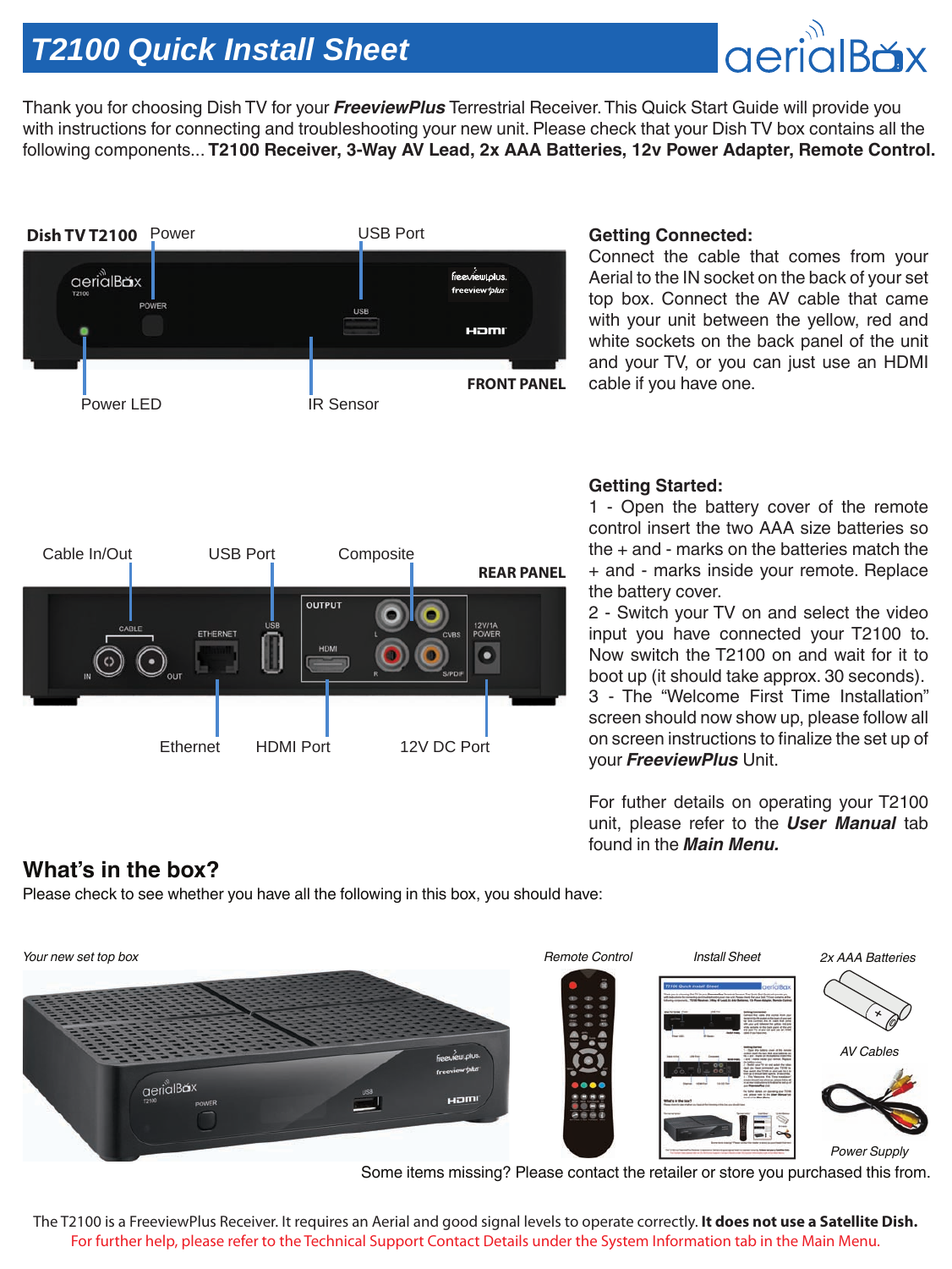# T2100 Quick Install Sheet

Thank you for choosing Dish TV for your ***FreeviewPlus*** Terrestrial Receiver. This Quick Start Guide will provide you with instructions for connecting and troubleshooting your new unit. Please check that your Dish TV box contains all the following components... **T2100 Receiver, 3-Way AV Lead, 2x AAA Batteries, 12v Power Adapter, Remote Control.**

**Dish TV T2100**

FRONT PANEL: Power, USB Port, Power LED, IR Sensor

REAR PANEL: Cable In/Out, USB Port, Composite, Ethernet, HDMI Port, 12V DC Port

## Getting Connected:

Connect the cable that comes from your Aerial to the IN socket on the back of your set top box. Connect the AV cable that came with your unit between the yellow, red and white sockets on the back panel of the unit and your TV, or you can just use an HDMI cable if you have one.

## Getting Started:

1 - Open the battery cover of the remote control insert the two AAA size batteries so the + and - marks on the batteries match the + and - marks inside your remote. Replace the battery cover.

2 - Switch your TV on and select the video input you have connected your T2100 to. Now switch the T2100 on and wait for it to boot up (it should take approx. 30 seconds).

3 - The "Welcome First Time Installation" screen should now show up, please follow all on screen instructions to finalize the set up of your ***FreeviewPlus*** Unit.

For futher details on operating your T2100 unit, please refer to the ***User Manual*** tab found in the ***Main Menu.***

## What's in the box?

Please check to see whether you have all the following in this box, you should have:

*Your new set top box*

*Remote Control*

*Install Sheet*

*2x AAA Batteries*

*AV Cables*

*Power Supply*

Some items missing? Please contact the retailer or store you purchased this from.

The T2100 is a FreeviewPlus Receiver. It requires an Aerial and good signal levels to operate correctly. **It does not use a Satellite Dish.**

For further help, please refer to the Technical Support Contact Details under the System Information tab in the Main Menu.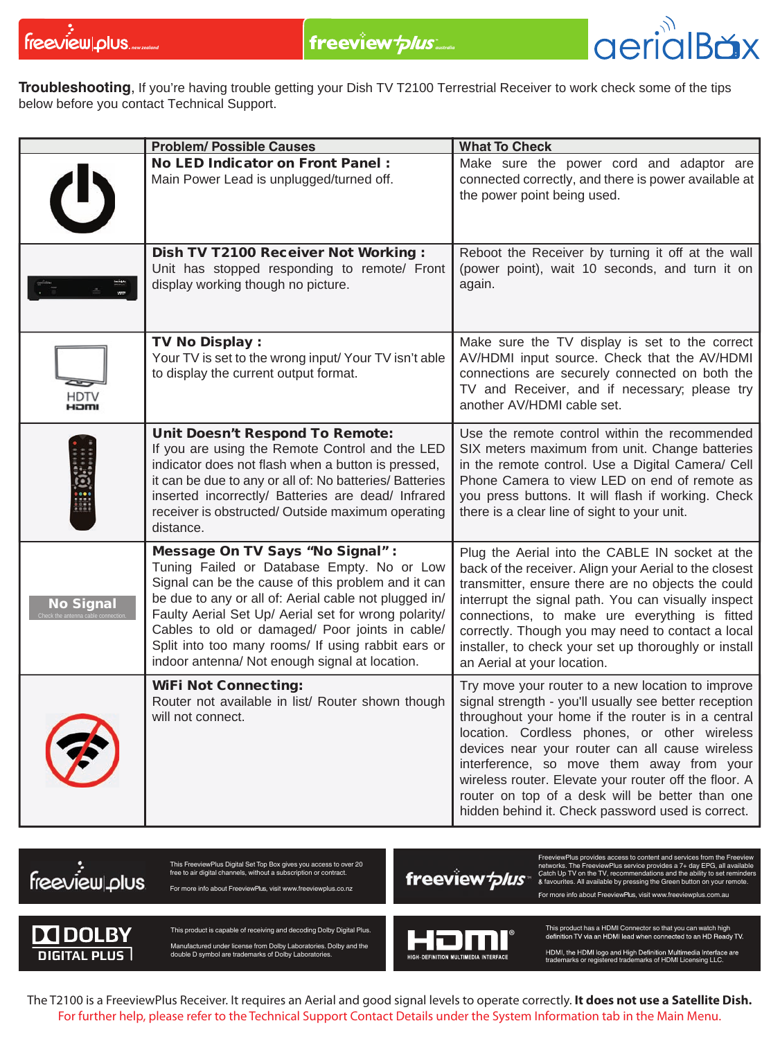**Troubleshooting**, If you're having trouble getting your Dish TV T2100 Terrestrial Receiver to work check some of the tips below before you contact Technical Support.

| | Problem/ Possible Causes | What To Check |
|---|---|---|
| | **No LED Indicator on Front Panel :** Main Power Lead is unplugged/turned off. | Make sure the power cord and adaptor are connected correctly, and there is power available at the power point being used. |
| | **Dish TV T2100 Receiver Not Working :** Unit has stopped responding to remote/ Front display working though no picture. | Reboot the Receiver by turning it off at the wall (power point), wait 10 seconds, and turn it on again. |
| HDTV HDMI | **TV No Display :** Your TV is set to the wrong input/ Your TV isn't able to display the current output format. | Make sure the TV display is set to the correct AV/HDMI input source. Check that the AV/HDMI connections are securely connected on both the TV and Receiver, and if necessary; please try another AV/HDMI cable set. |
| | **Unit Doesn't Respond To Remote:** If you are using the Remote Control and the LED indicator does not flash when a button is pressed, it can be due to any or all of: No batteries/ Batteries inserted incorrectly/ Batteries are dead/ Infrared receiver is obstructed/ Outside maximum operating distance. | Use the remote control within the recommended SIX meters maximum from unit. Change batteries in the remote control. Use a Digital Camera/ Cell Phone Camera to view LED on end of remote as you press buttons. It will flash if working. Check there is a clear line of sight to your unit. |
| No Signal<br>Check the antenna cable connection. | **Message On TV Says "No Signal" :** Tuning Failed or Database Empty. No or Low Signal can be the cause of this problem and it can be due to any or all of: Aerial cable not plugged in/ Faulty Aerial Set Up/ Aerial set for wrong polarity/ Cables to old or damaged/ Poor joints in cable/ Split into too many rooms/ If using rabbit ears or indoor antenna/ Not enough signal at location. | Plug the Aerial into the CABLE IN socket at the back of the receiver. Align your Aerial to the closest transmitter, ensure there are no objects the could interrupt the signal path. You can visually inspect connections, to make ure everything is fitted correctly. Though you may need to contact a local installer, to check your set up thoroughly or install an Aerial at your location. |
| | **WiFi Not Connecting:** Router not available in list/ Router shown though will not connect. | Try move your router to a new location to improve signal strength - you'll usually see better reception throughout your home if the router is in a central location. Cordless phones, or other wireless devices near your router can all cause wireless interference, so move them away from your wireless router. Elevate your router off the floor. A router on top of a desk will be better than one hidden behind it. Check password used is correct. |

This FreeviewPlus Digital Set Top Box gives you access to over 20 free to air digital channels, without a subscription or contract.

For more info about FreeviewPlus, visit www.freeviewplus.co.nz

FreeviewPlus provides access to content and services from the Freeview networks. The FreeviewPlus service provides a 7+ day EPG, all available Catch Up TV on the TV, recommendations and the ability to set reminders & favourites. All available by pressing the Green button on your remote.

For more info about FreeviewPlus, visit www.freeviewplus.com.au

This product is capable of receiving and decoding Dolby Digital Plus.

Manufactured under license from Dolby Laboratories. Dolby and the double D symbol are trademarks of Dolby Laboratories.

This product has a HDMI Connector so that you can watch high definition TV via an HDMI lead when connected to an HD Ready TV.

HDMI, the HDMI logo and High Definition Multimedia Interface are trademarks or registered trademarks of HDMI Licensing LLC.

The T2100 is a FreeviewPlus Receiver. It requires an Aerial and good signal levels to operate correctly. **It does not use a Satellite Dish.**

For further help, please refer to the Technical Support Contact Details under the System Information tab in the Main Menu.